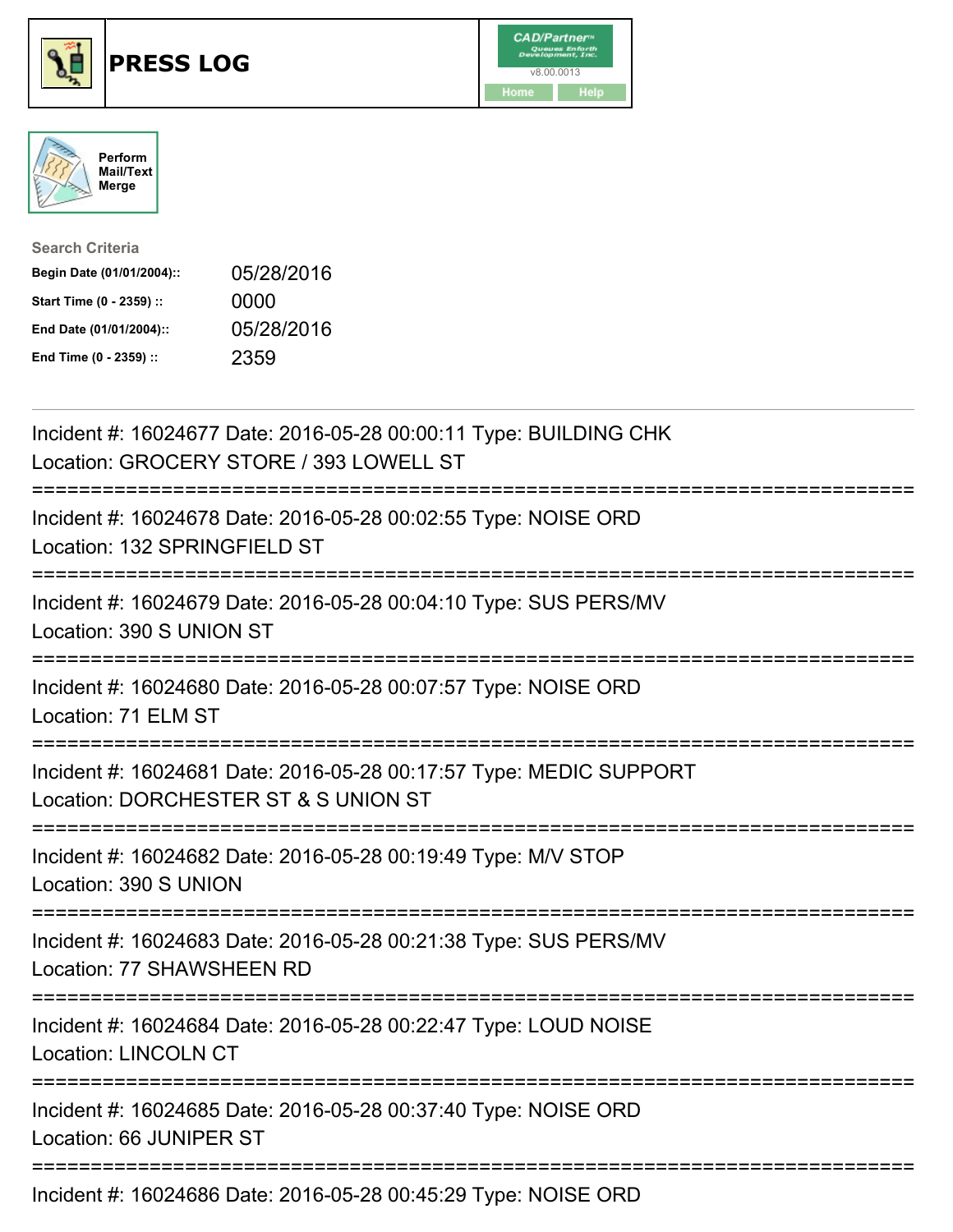# PRESS LOG

CAD/Partner
v8.00.0013
Home Help

Perform Mail/Text Merge

**Search Criteria**

| | |
|---|---|
| **Begin Date (01/01/2004)::** | 05/28/2016 |
| **Start Time (0 - 2359) ::** | 0000 |
| **End Date (01/01/2004)::** | 05/28/2016 |
| **End Time (0 - 2359) ::** | 2359 |

---

Incident #: 16024677 Date: 2016-05-28 00:00:11 Type: BUILDING CHK
Location: GROCERY STORE / 393 LOWELL ST

===========================================================================

Incident #: 16024678 Date: 2016-05-28 00:02:55 Type: NOISE ORD
Location: 132 SPRINGFIELD ST

===========================================================================

Incident #: 16024679 Date: 2016-05-28 00:04:10 Type: SUS PERS/MV
Location: 390 S UNION ST

===========================================================================

Incident #: 16024680 Date: 2016-05-28 00:07:57 Type: NOISE ORD
Location: 71 ELM ST

===========================================================================

Incident #: 16024681 Date: 2016-05-28 00:17:57 Type: MEDIC SUPPORT
Location: DORCHESTER ST & S UNION ST

===========================================================================

Incident #: 16024682 Date: 2016-05-28 00:19:49 Type: M/V STOP
Location: 390 S UNION

===========================================================================

Incident #: 16024683 Date: 2016-05-28 00:21:38 Type: SUS PERS/MV
Location: 77 SHAWSHEEN RD

===========================================================================

Incident #: 16024684 Date: 2016-05-28 00:22:47 Type: LOUD NOISE
Location: LINCOLN CT

===========================================================================

Incident #: 16024685 Date: 2016-05-28 00:37:40 Type: NOISE ORD
Location: 66 JUNIPER ST

===========================================================================

Incident #: 16024686 Date: 2016-05-28 00:45:29 Type: NOISE ORD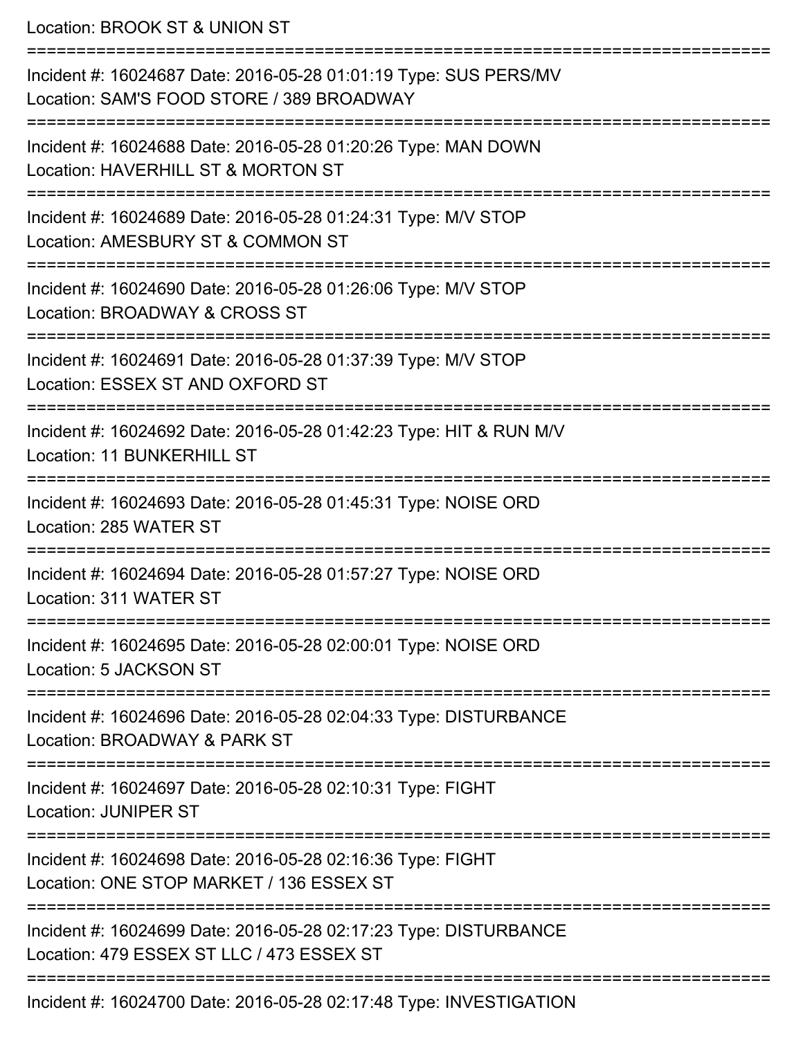Location: BROOK ST & UNION ST

===========================================================================

Incident #: 16024687 Date: 2016-05-28 01:01:19 Type: SUS PERS/MV
Location: SAM'S FOOD STORE / 389 BROADWAY

===========================================================================

Incident #: 16024688 Date: 2016-05-28 01:20:26 Type: MAN DOWN
Location: HAVERHILL ST & MORTON ST

===========================================================================

Incident #: 16024689 Date: 2016-05-28 01:24:31 Type: M/V STOP
Location: AMESBURY ST & COMMON ST

===========================================================================

Incident #: 16024690 Date: 2016-05-28 01:26:06 Type: M/V STOP
Location: BROADWAY & CROSS ST

===========================================================================

Incident #: 16024691 Date: 2016-05-28 01:37:39 Type: M/V STOP
Location: ESSEX ST AND OXFORD ST

===========================================================================

Incident #: 16024692 Date: 2016-05-28 01:42:23 Type: HIT & RUN M/V
Location: 11 BUNKERHILL ST

===========================================================================

Incident #: 16024693 Date: 2016-05-28 01:45:31 Type: NOISE ORD
Location: 285 WATER ST

===========================================================================

Incident #: 16024694 Date: 2016-05-28 01:57:27 Type: NOISE ORD
Location: 311 WATER ST

===========================================================================

Incident #: 16024695 Date: 2016-05-28 02:00:01 Type: NOISE ORD
Location: 5 JACKSON ST

===========================================================================

Incident #: 16024696 Date: 2016-05-28 02:04:33 Type: DISTURBANCE
Location: BROADWAY & PARK ST

===========================================================================

Incident #: 16024697 Date: 2016-05-28 02:10:31 Type: FIGHT
Location: JUNIPER ST

===========================================================================

Incident #: 16024698 Date: 2016-05-28 02:16:36 Type: FIGHT
Location: ONE STOP MARKET / 136 ESSEX ST

===========================================================================

Incident #: 16024699 Date: 2016-05-28 02:17:23 Type: DISTURBANCE
Location: 479 ESSEX ST LLC / 473 ESSEX ST

===========================================================================

Incident #: 16024700 Date: 2016-05-28 02:17:48 Type: INVESTIGATION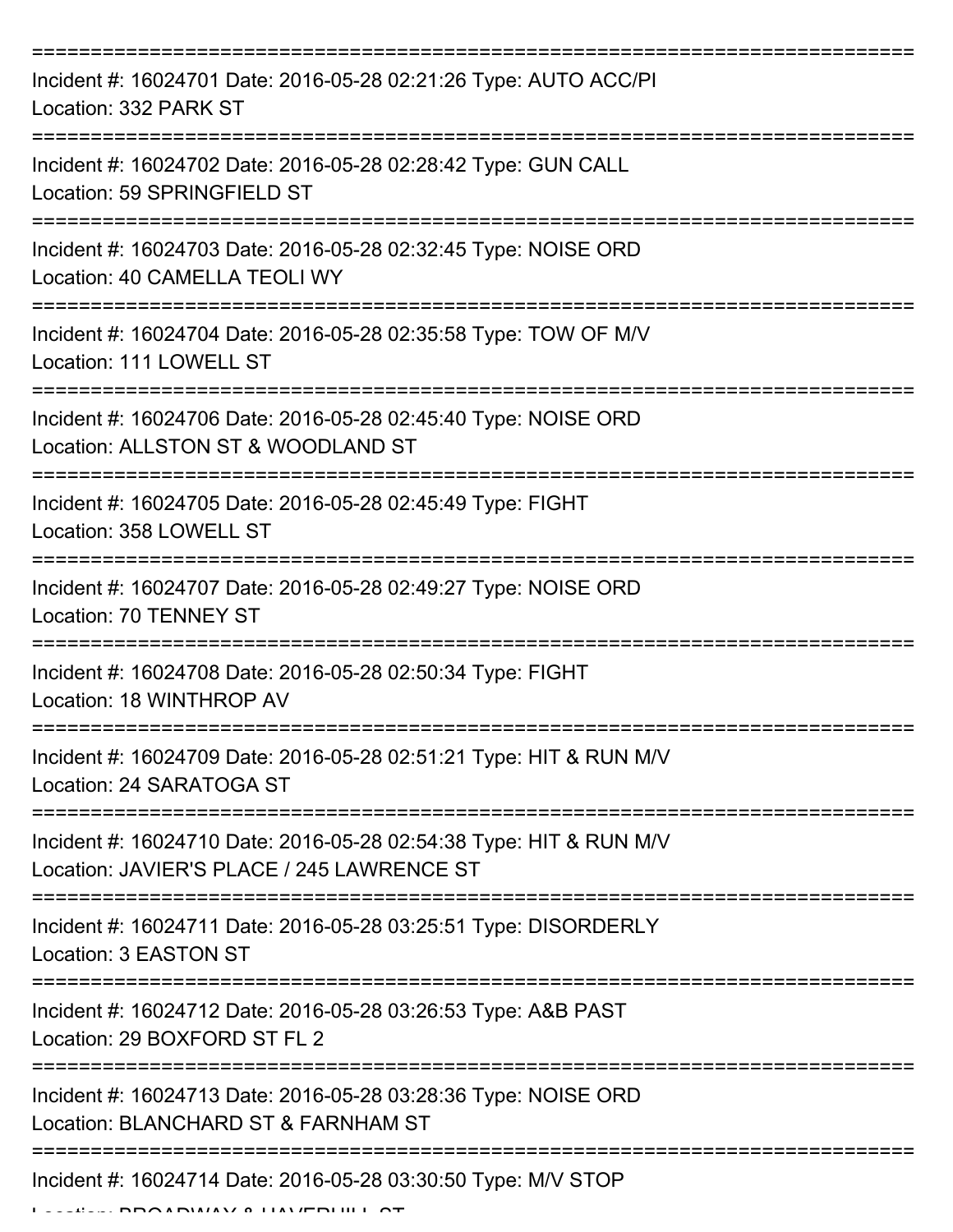===========================================================================

Incident #: 16024701 Date: 2016-05-28 02:21:26 Type: AUTO ACC/PI
Location: 332 PARK ST

===========================================================================

Incident #: 16024702 Date: 2016-05-28 02:28:42 Type: GUN CALL
Location: 59 SPRINGFIELD ST

===========================================================================

Incident #: 16024703 Date: 2016-05-28 02:32:45 Type: NOISE ORD
Location: 40 CAMELLA TEOLI WY

===========================================================================

Incident #: 16024704 Date: 2016-05-28 02:35:58 Type: TOW OF M/V
Location: 111 LOWELL ST

===========================================================================

Incident #: 16024706 Date: 2016-05-28 02:45:40 Type: NOISE ORD
Location: ALLSTON ST & WOODLAND ST

===========================================================================

Incident #: 16024705 Date: 2016-05-28 02:45:49 Type: FIGHT
Location: 358 LOWELL ST

===========================================================================

Incident #: 16024707 Date: 2016-05-28 02:49:27 Type: NOISE ORD
Location: 70 TENNEY ST

===========================================================================

Incident #: 16024708 Date: 2016-05-28 02:50:34 Type: FIGHT
Location: 18 WINTHROP AV

===========================================================================

Incident #: 16024709 Date: 2016-05-28 02:51:21 Type: HIT & RUN M/V
Location: 24 SARATOGA ST

===========================================================================

Incident #: 16024710 Date: 2016-05-28 02:54:38 Type: HIT & RUN M/V
Location: JAVIER'S PLACE / 245 LAWRENCE ST

===========================================================================

Incident #: 16024711 Date: 2016-05-28 03:25:51 Type: DISORDERLY
Location: 3 EASTON ST

===========================================================================

Incident #: 16024712 Date: 2016-05-28 03:26:53 Type: A&B PAST
Location: 29 BOXFORD ST FL 2

===========================================================================

Incident #: 16024713 Date: 2016-05-28 03:28:36 Type: NOISE ORD
Location: BLANCHARD ST & FARNHAM ST

===========================================================================

Incident #: 16024714 Date: 2016-05-28 03:30:50 Type: M/V STOP
Location: BROADWAY & HAVERHILL ST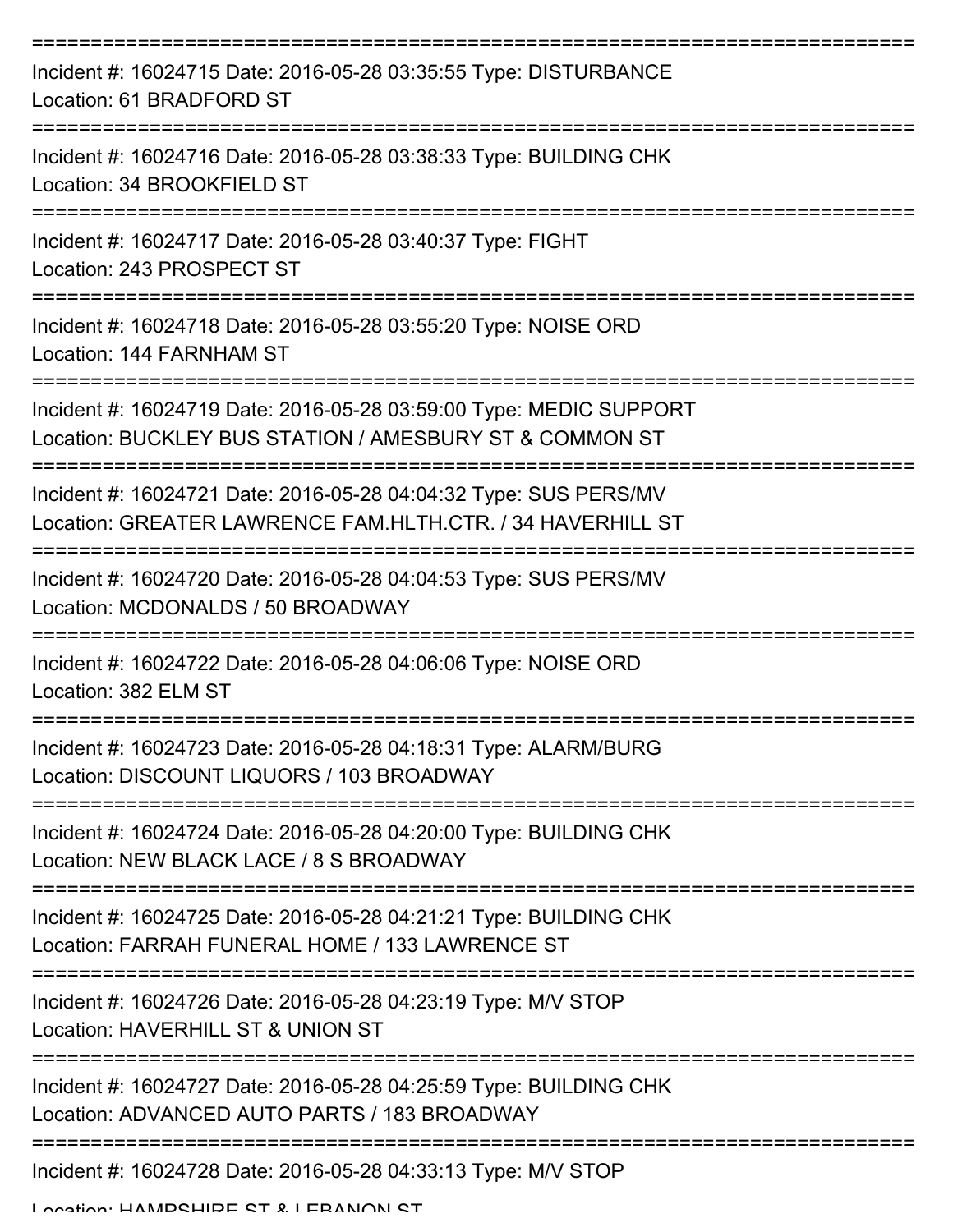---

Incident #: 16024715 Date: 2016-05-28 03:35:55 Type: DISTURBANCE
Location: 61 BRADFORD ST

---

Incident #: 16024716 Date: 2016-05-28 03:38:33 Type: BUILDING CHK
Location: 34 BROOKFIELD ST

---

Incident #: 16024717 Date: 2016-05-28 03:40:37 Type: FIGHT
Location: 243 PROSPECT ST

---

Incident #: 16024718 Date: 2016-05-28 03:55:20 Type: NOISE ORD
Location: 144 FARNHAM ST

---

Incident #: 16024719 Date: 2016-05-28 03:59:00 Type: MEDIC SUPPORT
Location: BUCKLEY BUS STATION / AMESBURY ST & COMMON ST

---

Incident #: 16024721 Date: 2016-05-28 04:04:32 Type: SUS PERS/MV
Location: GREATER LAWRENCE FAM.HLTH.CTR. / 34 HAVERHILL ST

---

Incident #: 16024720 Date: 2016-05-28 04:04:53 Type: SUS PERS/MV
Location: MCDONALDS / 50 BROADWAY

---

Incident #: 16024722 Date: 2016-05-28 04:06:06 Type: NOISE ORD
Location: 382 ELM ST

---

Incident #: 16024723 Date: 2016-05-28 04:18:31 Type: ALARM/BURG
Location: DISCOUNT LIQUORS / 103 BROADWAY

---

Incident #: 16024724 Date: 2016-05-28 04:20:00 Type: BUILDING CHK
Location: NEW BLACK LACE / 8 S BROADWAY

---

Incident #: 16024725 Date: 2016-05-28 04:21:21 Type: BUILDING CHK
Location: FARRAH FUNERAL HOME / 133 LAWRENCE ST

---

Incident #: 16024726 Date: 2016-05-28 04:23:19 Type: M/V STOP
Location: HAVERHILL ST & UNION ST

---

Incident #: 16024727 Date: 2016-05-28 04:25:59 Type: BUILDING CHK
Location: ADVANCED AUTO PARTS / 183 BROADWAY

---

Incident #: 16024728 Date: 2016-05-28 04:33:13 Type: M/V STOP
Location: HAMPSHIRE ST & LEBANON ST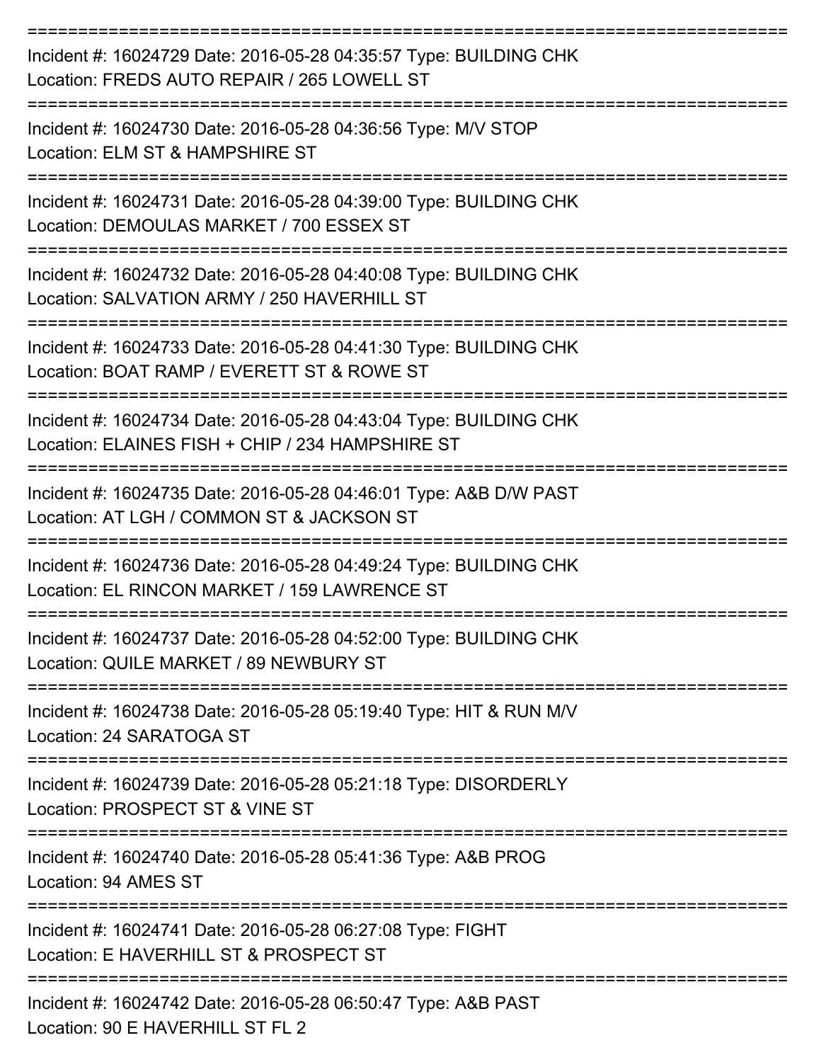===========================================================================

Incident #: 16024729 Date: 2016-05-28 04:35:57 Type: BUILDING CHK
Location: FREDS AUTO REPAIR / 265 LOWELL ST

===========================================================================

Incident #: 16024730 Date: 2016-05-28 04:36:56 Type: M/V STOP
Location: ELM ST & HAMPSHIRE ST

===========================================================================

Incident #: 16024731 Date: 2016-05-28 04:39:00 Type: BUILDING CHK
Location: DEMOULAS MARKET / 700 ESSEX ST

===========================================================================

Incident #: 16024732 Date: 2016-05-28 04:40:08 Type: BUILDING CHK
Location: SALVATION ARMY / 250 HAVERHILL ST

===========================================================================

Incident #: 16024733 Date: 2016-05-28 04:41:30 Type: BUILDING CHK
Location: BOAT RAMP / EVERETT ST & ROWE ST

===========================================================================

Incident #: 16024734 Date: 2016-05-28 04:43:04 Type: BUILDING CHK
Location: ELAINES FISH + CHIP / 234 HAMPSHIRE ST

===========================================================================

Incident #: 16024735 Date: 2016-05-28 04:46:01 Type: A&B D/W PAST
Location: AT LGH / COMMON ST & JACKSON ST

===========================================================================

Incident #: 16024736 Date: 2016-05-28 04:49:24 Type: BUILDING CHK
Location: EL RINCON MARKET / 159 LAWRENCE ST

===========================================================================

Incident #: 16024737 Date: 2016-05-28 04:52:00 Type: BUILDING CHK
Location: QUILE MARKET / 89 NEWBURY ST

===========================================================================

Incident #: 16024738 Date: 2016-05-28 05:19:40 Type: HIT & RUN M/V
Location: 24 SARATOGA ST

===========================================================================

Incident #: 16024739 Date: 2016-05-28 05:21:18 Type: DISORDERLY
Location: PROSPECT ST & VINE ST

===========================================================================

Incident #: 16024740 Date: 2016-05-28 05:41:36 Type: A&B PROG
Location: 94 AMES ST

===========================================================================

Incident #: 16024741 Date: 2016-05-28 06:27:08 Type: FIGHT
Location: E HAVERHILL ST & PROSPECT ST

===========================================================================

Incident #: 16024742 Date: 2016-05-28 06:50:47 Type: A&B PAST
Location: 90 E HAVERHILL ST FL 2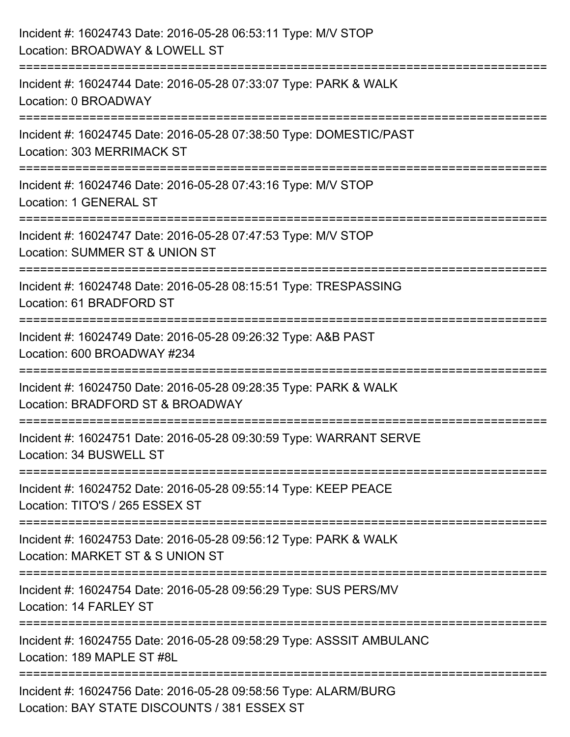Incident #: 16024743 Date: 2016-05-28 06:53:11 Type: M/V STOP
Location: BROADWAY & LOWELL ST

===========================================================================

Incident #: 16024744 Date: 2016-05-28 07:33:07 Type: PARK & WALK
Location: 0 BROADWAY

===========================================================================

Incident #: 16024745 Date: 2016-05-28 07:38:50 Type: DOMESTIC/PAST
Location: 303 MERRIMACK ST

===========================================================================

Incident #: 16024746 Date: 2016-05-28 07:43:16 Type: M/V STOP
Location: 1 GENERAL ST

===========================================================================

Incident #: 16024747 Date: 2016-05-28 07:47:53 Type: M/V STOP
Location: SUMMER ST & UNION ST

===========================================================================

Incident #: 16024748 Date: 2016-05-28 08:15:51 Type: TRESPASSING
Location: 61 BRADFORD ST

===========================================================================

Incident #: 16024749 Date: 2016-05-28 09:26:32 Type: A&B PAST
Location: 600 BROADWAY #234

===========================================================================

Incident #: 16024750 Date: 2016-05-28 09:28:35 Type: PARK & WALK
Location: BRADFORD ST & BROADWAY

===========================================================================

Incident #: 16024751 Date: 2016-05-28 09:30:59 Type: WARRANT SERVE
Location: 34 BUSWELL ST

===========================================================================

Incident #: 16024752 Date: 2016-05-28 09:55:14 Type: KEEP PEACE
Location: TITO'S / 265 ESSEX ST

===========================================================================

Incident #: 16024753 Date: 2016-05-28 09:56:12 Type: PARK & WALK
Location: MARKET ST & S UNION ST

===========================================================================

Incident #: 16024754 Date: 2016-05-28 09:56:29 Type: SUS PERS/MV
Location: 14 FARLEY ST

===========================================================================

Incident #: 16024755 Date: 2016-05-28 09:58:29 Type: ASSSIT AMBULANC
Location: 189 MAPLE ST #8L

===========================================================================

Incident #: 16024756 Date: 2016-05-28 09:58:56 Type: ALARM/BURG
Location: BAY STATE DISCOUNTS / 381 ESSEX ST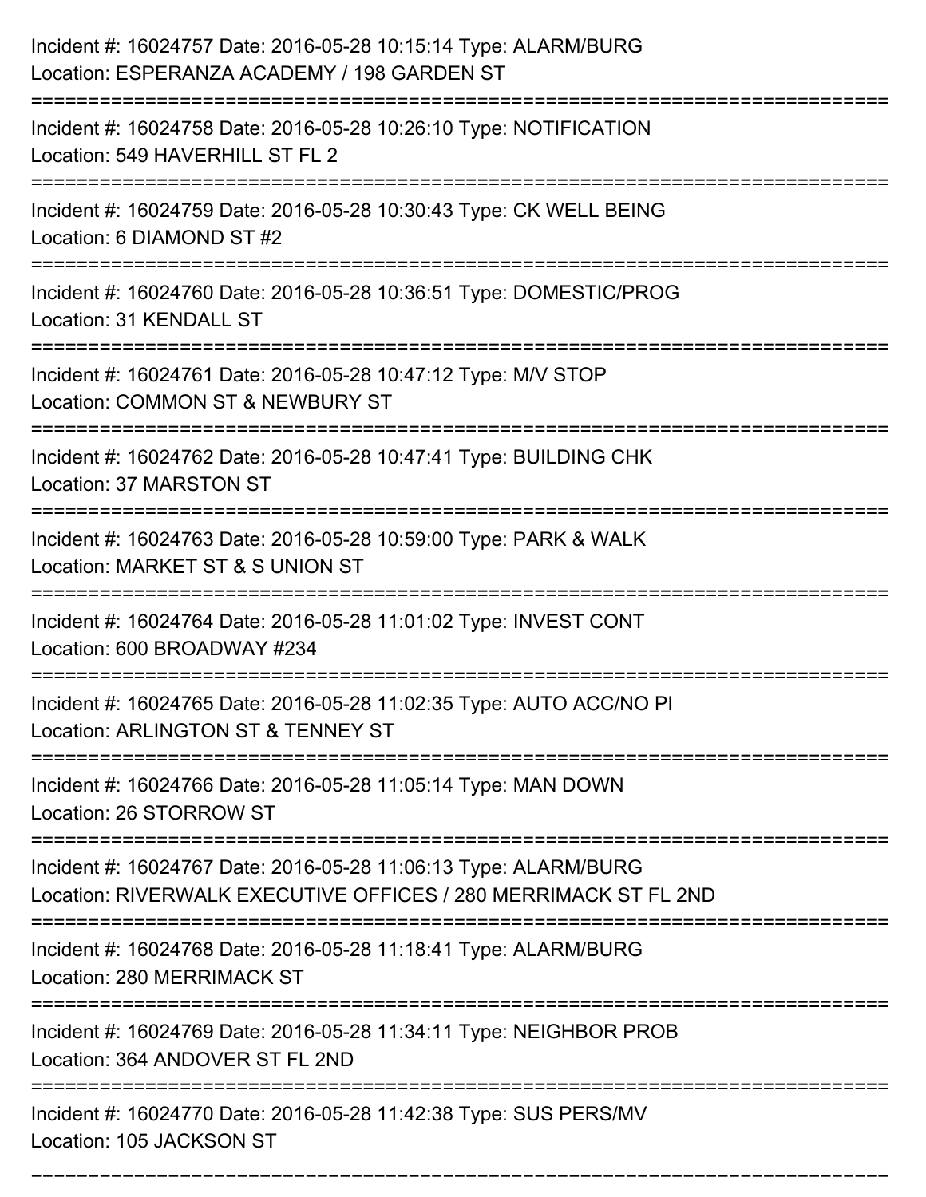Incident #: 16024757 Date: 2016-05-28 10:15:14 Type: ALARM/BURG
Location: ESPERANZA ACADEMY / 198 GARDEN ST

===========================================================================

Incident #: 16024758 Date: 2016-05-28 10:26:10 Type: NOTIFICATION
Location: 549 HAVERHILL ST FL 2

===========================================================================

Incident #: 16024759 Date: 2016-05-28 10:30:43 Type: CK WELL BEING
Location: 6 DIAMOND ST #2

===========================================================================

Incident #: 16024760 Date: 2016-05-28 10:36:51 Type: DOMESTIC/PROG
Location: 31 KENDALL ST

===========================================================================

Incident #: 16024761 Date: 2016-05-28 10:47:12 Type: M/V STOP
Location: COMMON ST & NEWBURY ST

===========================================================================

Incident #: 16024762 Date: 2016-05-28 10:47:41 Type: BUILDING CHK
Location: 37 MARSTON ST

===========================================================================

Incident #: 16024763 Date: 2016-05-28 10:59:00 Type: PARK & WALK
Location: MARKET ST & S UNION ST

===========================================================================

Incident #: 16024764 Date: 2016-05-28 11:01:02 Type: INVEST CONT
Location: 600 BROADWAY #234

===========================================================================

Incident #: 16024765 Date: 2016-05-28 11:02:35 Type: AUTO ACC/NO PI
Location: ARLINGTON ST & TENNEY ST

===========================================================================

Incident #: 16024766 Date: 2016-05-28 11:05:14 Type: MAN DOWN
Location: 26 STORROW ST

===========================================================================

Incident #: 16024767 Date: 2016-05-28 11:06:13 Type: ALARM/BURG
Location: RIVERWALK EXECUTIVE OFFICES / 280 MERRIMACK ST FL 2ND

===========================================================================

Incident #: 16024768 Date: 2016-05-28 11:18:41 Type: ALARM/BURG
Location: 280 MERRIMACK ST

===========================================================================

Incident #: 16024769 Date: 2016-05-28 11:34:11 Type: NEIGHBOR PROB
Location: 364 ANDOVER ST FL 2ND

===========================================================================

Incident #: 16024770 Date: 2016-05-28 11:42:38 Type: SUS PERS/MV
Location: 105 JACKSON ST

===========================================================================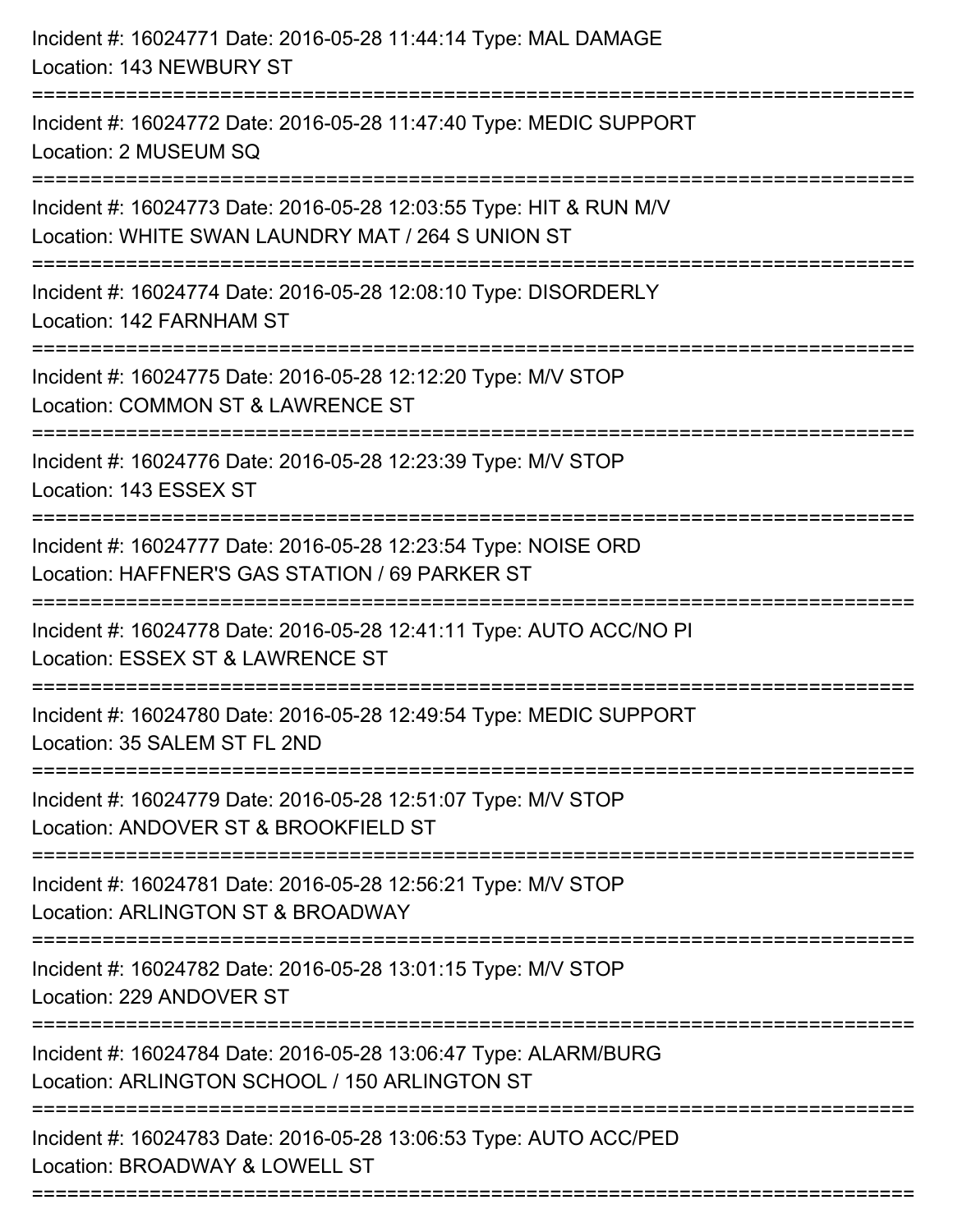Incident #: 16024771 Date: 2016-05-28 11:44:14 Type: MAL DAMAGE
Location: 143 NEWBURY ST

===========================================================================

Incident #: 16024772 Date: 2016-05-28 11:47:40 Type: MEDIC SUPPORT
Location: 2 MUSEUM SQ

===========================================================================

Incident #: 16024773 Date: 2016-05-28 12:03:55 Type: HIT & RUN M/V
Location: WHITE SWAN LAUNDRY MAT / 264 S UNION ST

===========================================================================

Incident #: 16024774 Date: 2016-05-28 12:08:10 Type: DISORDERLY
Location: 142 FARNHAM ST

===========================================================================

Incident #: 16024775 Date: 2016-05-28 12:12:20 Type: M/V STOP
Location: COMMON ST & LAWRENCE ST

===========================================================================

Incident #: 16024776 Date: 2016-05-28 12:23:39 Type: M/V STOP
Location: 143 ESSEX ST

===========================================================================

Incident #: 16024777 Date: 2016-05-28 12:23:54 Type: NOISE ORD
Location: HAFFNER'S GAS STATION / 69 PARKER ST

===========================================================================

Incident #: 16024778 Date: 2016-05-28 12:41:11 Type: AUTO ACC/NO PI
Location: ESSEX ST & LAWRENCE ST

===========================================================================

Incident #: 16024780 Date: 2016-05-28 12:49:54 Type: MEDIC SUPPORT
Location: 35 SALEM ST FL 2ND

===========================================================================

Incident #: 16024779 Date: 2016-05-28 12:51:07 Type: M/V STOP
Location: ANDOVER ST & BROOKFIELD ST

===========================================================================

Incident #: 16024781 Date: 2016-05-28 12:56:21 Type: M/V STOP
Location: ARLINGTON ST & BROADWAY

===========================================================================

Incident #: 16024782 Date: 2016-05-28 13:01:15 Type: M/V STOP
Location: 229 ANDOVER ST

===========================================================================

Incident #: 16024784 Date: 2016-05-28 13:06:47 Type: ALARM/BURG
Location: ARLINGTON SCHOOL / 150 ARLINGTON ST

===========================================================================

Incident #: 16024783 Date: 2016-05-28 13:06:53 Type: AUTO ACC/PED
Location: BROADWAY & LOWELL ST

===========================================================================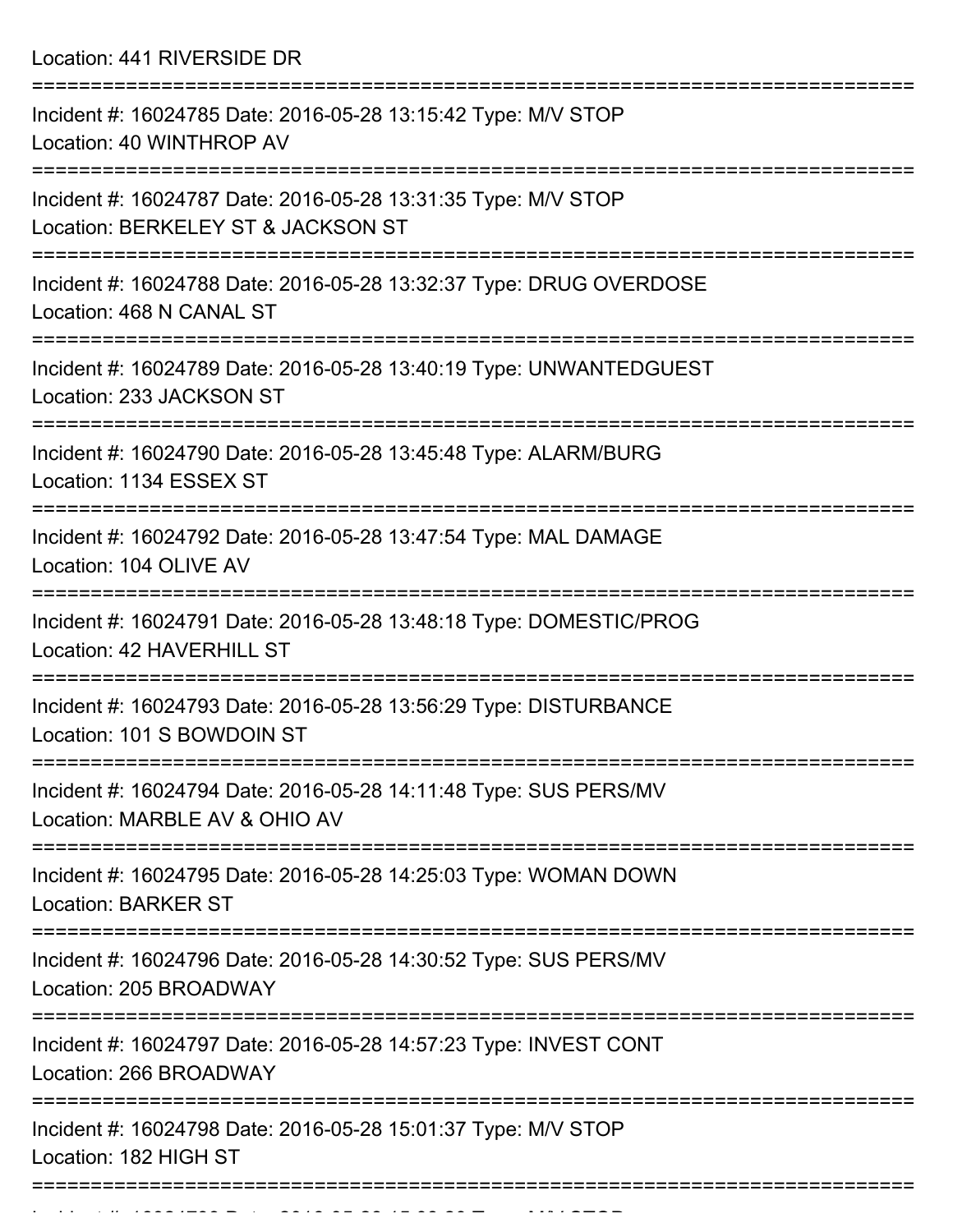Location: 441 RIVERSIDE DR

===========================================================================

Incident #: 16024785 Date: 2016-05-28 13:15:42 Type: M/V STOP
Location: 40 WINTHROP AV

===========================================================================

Incident #: 16024787 Date: 2016-05-28 13:31:35 Type: M/V STOP
Location: BERKELEY ST & JACKSON ST

===========================================================================

Incident #: 16024788 Date: 2016-05-28 13:32:37 Type: DRUG OVERDOSE
Location: 468 N CANAL ST

===========================================================================

Incident #: 16024789 Date: 2016-05-28 13:40:19 Type: UNWANTEDGUEST
Location: 233 JACKSON ST

===========================================================================

Incident #: 16024790 Date: 2016-05-28 13:45:48 Type: ALARM/BURG
Location: 1134 ESSEX ST

===========================================================================

Incident #: 16024792 Date: 2016-05-28 13:47:54 Type: MAL DAMAGE
Location: 104 OLIVE AV

===========================================================================

Incident #: 16024791 Date: 2016-05-28 13:48:18 Type: DOMESTIC/PROG
Location: 42 HAVERHILL ST

===========================================================================

Incident #: 16024793 Date: 2016-05-28 13:56:29 Type: DISTURBANCE
Location: 101 S BOWDOIN ST

===========================================================================

Incident #: 16024794 Date: 2016-05-28 14:11:48 Type: SUS PERS/MV
Location: MARBLE AV & OHIO AV

===========================================================================

Incident #: 16024795 Date: 2016-05-28 14:25:03 Type: WOMAN DOWN
Location: BARKER ST

===========================================================================

Incident #: 16024796 Date: 2016-05-28 14:30:52 Type: SUS PERS/MV
Location: 205 BROADWAY

===========================================================================

Incident #: 16024797 Date: 2016-05-28 14:57:23 Type: INVEST CONT
Location: 266 BROADWAY

===========================================================================

Incident #: 16024798 Date: 2016-05-28 15:01:37 Type: M/V STOP
Location: 182 HIGH ST

===========================================================================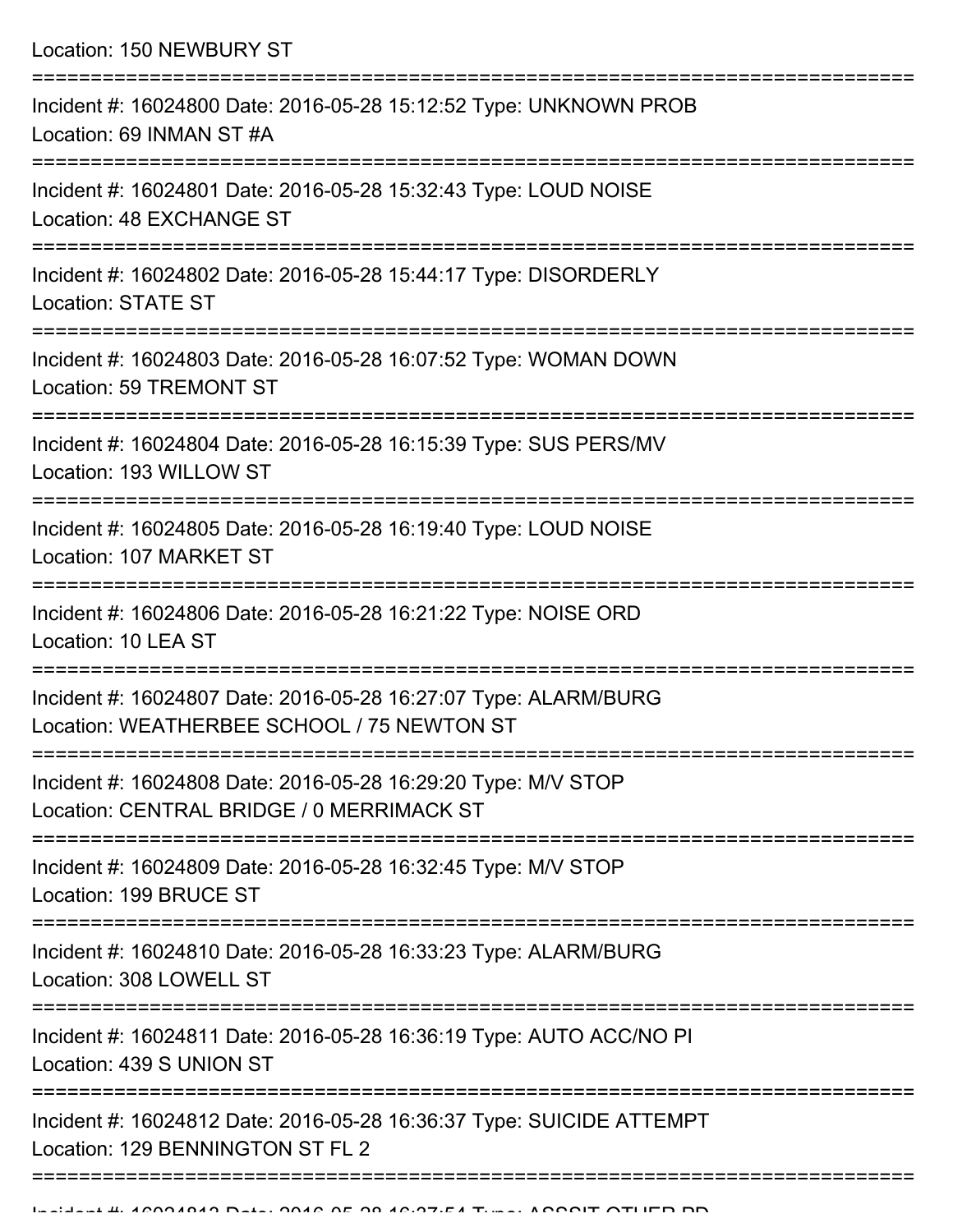Location: 150 NEWBURY ST

===========================================================================

Incident #: 16024800 Date: 2016-05-28 15:12:52 Type: UNKNOWN PROB
Location: 69 INMAN ST #A

===========================================================================

Incident #: 16024801 Date: 2016-05-28 15:32:43 Type: LOUD NOISE
Location: 48 EXCHANGE ST

===========================================================================

Incident #: 16024802 Date: 2016-05-28 15:44:17 Type: DISORDERLY
Location: STATE ST

===========================================================================

Incident #: 16024803 Date: 2016-05-28 16:07:52 Type: WOMAN DOWN
Location: 59 TREMONT ST

===========================================================================

Incident #: 16024804 Date: 2016-05-28 16:15:39 Type: SUS PERS/MV
Location: 193 WILLOW ST

===========================================================================

Incident #: 16024805 Date: 2016-05-28 16:19:40 Type: LOUD NOISE
Location: 107 MARKET ST

===========================================================================

Incident #: 16024806 Date: 2016-05-28 16:21:22 Type: NOISE ORD
Location: 10 LEA ST

===========================================================================

Incident #: 16024807 Date: 2016-05-28 16:27:07 Type: ALARM/BURG
Location: WEATHERBEE SCHOOL / 75 NEWTON ST

===========================================================================

Incident #: 16024808 Date: 2016-05-28 16:29:20 Type: M/V STOP
Location: CENTRAL BRIDGE / 0 MERRIMACK ST

===========================================================================

Incident #: 16024809 Date: 2016-05-28 16:32:45 Type: M/V STOP
Location: 199 BRUCE ST

===========================================================================

Incident #: 16024810 Date: 2016-05-28 16:33:23 Type: ALARM/BURG
Location: 308 LOWELL ST

===========================================================================

Incident #: 16024811 Date: 2016-05-28 16:36:19 Type: AUTO ACC/NO PI
Location: 439 S UNION ST

===========================================================================

Incident #: 16024812 Date: 2016-05-28 16:36:37 Type: SUICIDE ATTEMPT
Location: 129 BENNINGTON ST FL 2

===========================================================================

Incident #: 16024813 Date: 2016-05-28 16:37:54 Type: ASSSIT OTHER PD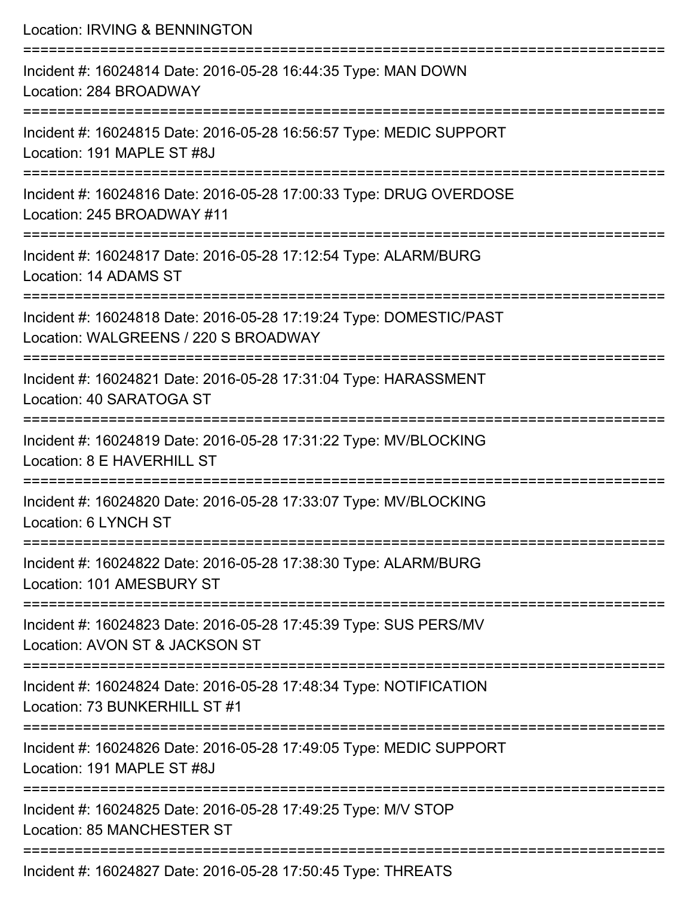Location: IRVING & BENNINGTON

===========================================================================

Incident #: 16024814 Date: 2016-05-28 16:44:35 Type: MAN DOWN
Location: 284 BROADWAY

===========================================================================

Incident #: 16024815 Date: 2016-05-28 16:56:57 Type: MEDIC SUPPORT
Location: 191 MAPLE ST #8J

===========================================================================

Incident #: 16024816 Date: 2016-05-28 17:00:33 Type: DRUG OVERDOSE
Location: 245 BROADWAY #11

===========================================================================

Incident #: 16024817 Date: 2016-05-28 17:12:54 Type: ALARM/BURG
Location: 14 ADAMS ST

===========================================================================

Incident #: 16024818 Date: 2016-05-28 17:19:24 Type: DOMESTIC/PAST
Location: WALGREENS / 220 S BROADWAY

===========================================================================

Incident #: 16024821 Date: 2016-05-28 17:31:04 Type: HARASSMENT
Location: 40 SARATOGA ST

===========================================================================

Incident #: 16024819 Date: 2016-05-28 17:31:22 Type: MV/BLOCKING
Location: 8 E HAVERHILL ST

===========================================================================

Incident #: 16024820 Date: 2016-05-28 17:33:07 Type: MV/BLOCKING
Location: 6 LYNCH ST

===========================================================================

Incident #: 16024822 Date: 2016-05-28 17:38:30 Type: ALARM/BURG
Location: 101 AMESBURY ST

===========================================================================

Incident #: 16024823 Date: 2016-05-28 17:45:39 Type: SUS PERS/MV
Location: AVON ST & JACKSON ST

===========================================================================

Incident #: 16024824 Date: 2016-05-28 17:48:34 Type: NOTIFICATION
Location: 73 BUNKERHILL ST #1

===========================================================================

Incident #: 16024826 Date: 2016-05-28 17:49:05 Type: MEDIC SUPPORT
Location: 191 MAPLE ST #8J

===========================================================================

Incident #: 16024825 Date: 2016-05-28 17:49:25 Type: M/V STOP
Location: 85 MANCHESTER ST

===========================================================================

Incident #: 16024827 Date: 2016-05-28 17:50:45 Type: THREATS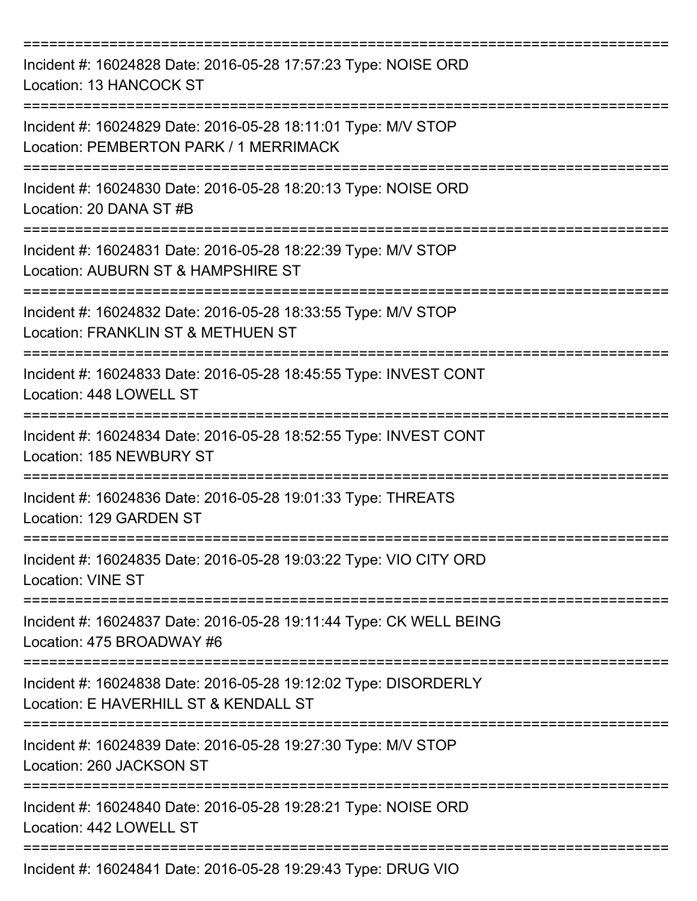===========================================================================

Incident #: 16024828 Date: 2016-05-28 17:57:23 Type: NOISE ORD
Location: 13 HANCOCK ST

===========================================================================

Incident #: 16024829 Date: 2016-05-28 18:11:01 Type: M/V STOP
Location: PEMBERTON PARK / 1 MERRIMACK

===========================================================================

Incident #: 16024830 Date: 2016-05-28 18:20:13 Type: NOISE ORD
Location: 20 DANA ST #B

===========================================================================

Incident #: 16024831 Date: 2016-05-28 18:22:39 Type: M/V STOP
Location: AUBURN ST & HAMPSHIRE ST

===========================================================================

Incident #: 16024832 Date: 2016-05-28 18:33:55 Type: M/V STOP
Location: FRANKLIN ST & METHUEN ST

===========================================================================

Incident #: 16024833 Date: 2016-05-28 18:45:55 Type: INVEST CONT
Location: 448 LOWELL ST

===========================================================================

Incident #: 16024834 Date: 2016-05-28 18:52:55 Type: INVEST CONT
Location: 185 NEWBURY ST

===========================================================================

Incident #: 16024836 Date: 2016-05-28 19:01:33 Type: THREATS
Location: 129 GARDEN ST

===========================================================================

Incident #: 16024835 Date: 2016-05-28 19:03:22 Type: VIO CITY ORD
Location: VINE ST

===========================================================================

Incident #: 16024837 Date: 2016-05-28 19:11:44 Type: CK WELL BEING
Location: 475 BROADWAY #6

===========================================================================

Incident #: 16024838 Date: 2016-05-28 19:12:02 Type: DISORDERLY
Location: E HAVERHILL ST & KENDALL ST

===========================================================================

Incident #: 16024839 Date: 2016-05-28 19:27:30 Type: M/V STOP
Location: 260 JACKSON ST

===========================================================================

Incident #: 16024840 Date: 2016-05-28 19:28:21 Type: NOISE ORD
Location: 442 LOWELL ST

===========================================================================

Incident #: 16024841 Date: 2016-05-28 19:29:43 Type: DRUG VIO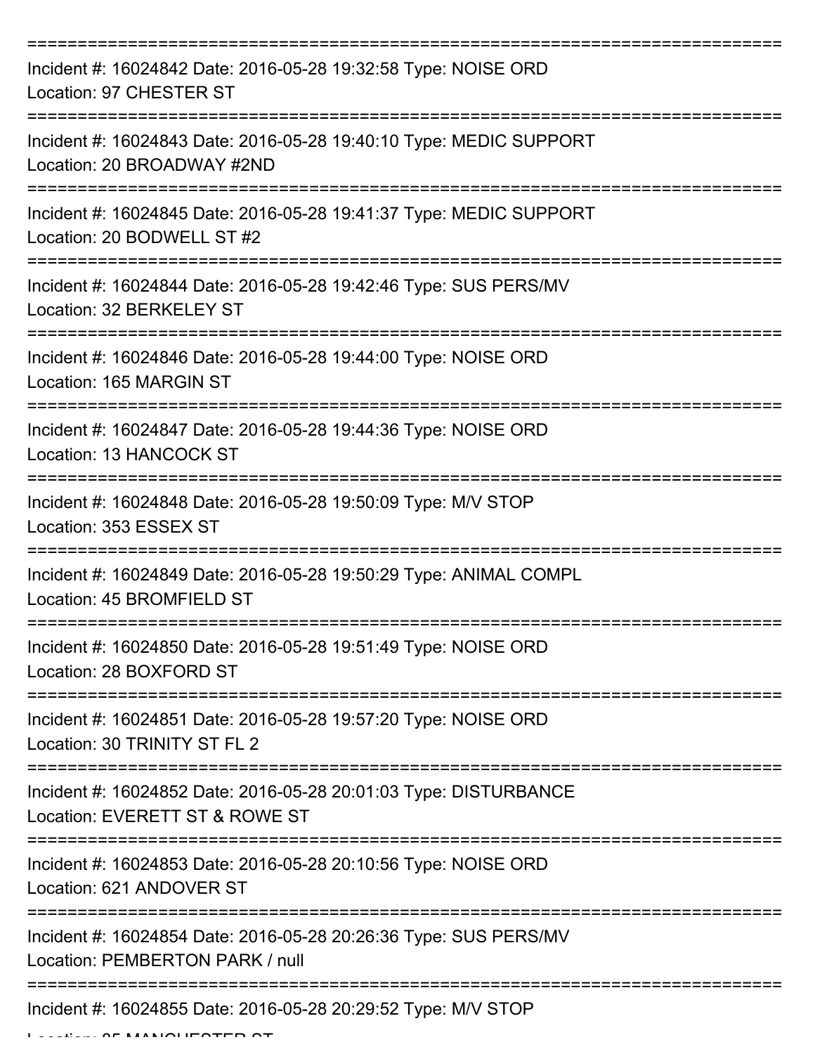===========================================================================

Incident #: 16024842 Date: 2016-05-28 19:32:58 Type: NOISE ORD
Location: 97 CHESTER ST

===========================================================================

Incident #: 16024843 Date: 2016-05-28 19:40:10 Type: MEDIC SUPPORT
Location: 20 BROADWAY #2ND

===========================================================================

Incident #: 16024845 Date: 2016-05-28 19:41:37 Type: MEDIC SUPPORT
Location: 20 BODWELL ST #2

===========================================================================

Incident #: 16024844 Date: 2016-05-28 19:42:46 Type: SUS PERS/MV
Location: 32 BERKELEY ST

===========================================================================

Incident #: 16024846 Date: 2016-05-28 19:44:00 Type: NOISE ORD
Location: 165 MARGIN ST

===========================================================================

Incident #: 16024847 Date: 2016-05-28 19:44:36 Type: NOISE ORD
Location: 13 HANCOCK ST

===========================================================================

Incident #: 16024848 Date: 2016-05-28 19:50:09 Type: M/V STOP
Location: 353 ESSEX ST

===========================================================================

Incident #: 16024849 Date: 2016-05-28 19:50:29 Type: ANIMAL COMPL
Location: 45 BROMFIELD ST

===========================================================================

Incident #: 16024850 Date: 2016-05-28 19:51:49 Type: NOISE ORD
Location: 28 BOXFORD ST

===========================================================================

Incident #: 16024851 Date: 2016-05-28 19:57:20 Type: NOISE ORD
Location: 30 TRINITY ST FL 2

===========================================================================

Incident #: 16024852 Date: 2016-05-28 20:01:03 Type: DISTURBANCE
Location: EVERETT ST & ROWE ST

===========================================================================

Incident #: 16024853 Date: 2016-05-28 20:10:56 Type: NOISE ORD
Location: 621 ANDOVER ST

===========================================================================

Incident #: 16024854 Date: 2016-05-28 20:26:36 Type: SUS PERS/MV
Location: PEMBERTON PARK / null

===========================================================================

Incident #: 16024855 Date: 2016-05-28 20:29:52 Type: M/V STOP
Location: 85 MANCHESTER ST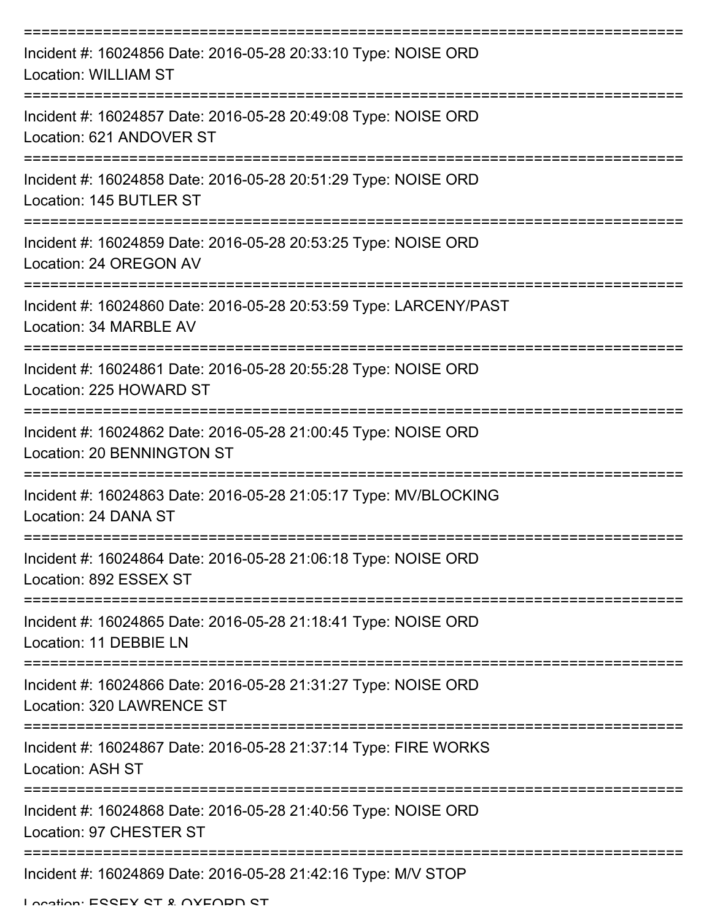===========================================================================
Incident #: 16024856 Date: 2016-05-28 20:33:10 Type: NOISE ORD
Location: WILLIAM ST
===========================================================================
Incident #: 16024857 Date: 2016-05-28 20:49:08 Type: NOISE ORD
Location: 621 ANDOVER ST
===========================================================================
Incident #: 16024858 Date: 2016-05-28 20:51:29 Type: NOISE ORD
Location: 145 BUTLER ST
===========================================================================
Incident #: 16024859 Date: 2016-05-28 20:53:25 Type: NOISE ORD
Location: 24 OREGON AV
===========================================================================
Incident #: 16024860 Date: 2016-05-28 20:53:59 Type: LARCENY/PAST
Location: 34 MARBLE AV
===========================================================================
Incident #: 16024861 Date: 2016-05-28 20:55:28 Type: NOISE ORD
Location: 225 HOWARD ST
===========================================================================
Incident #: 16024862 Date: 2016-05-28 21:00:45 Type: NOISE ORD
Location: 20 BENNINGTON ST
===========================================================================
Incident #: 16024863 Date: 2016-05-28 21:05:17 Type: MV/BLOCKING
Location: 24 DANA ST
===========================================================================
Incident #: 16024864 Date: 2016-05-28 21:06:18 Type: NOISE ORD
Location: 892 ESSEX ST
===========================================================================
Incident #: 16024865 Date: 2016-05-28 21:18:41 Type: NOISE ORD
Location: 11 DEBBIE LN
===========================================================================
Incident #: 16024866 Date: 2016-05-28 21:31:27 Type: NOISE ORD
Location: 320 LAWRENCE ST
===========================================================================
Incident #: 16024867 Date: 2016-05-28 21:37:14 Type: FIRE WORKS
Location: ASH ST
===========================================================================
Incident #: 16024868 Date: 2016-05-28 21:40:56 Type: NOISE ORD
Location: 97 CHESTER ST
===========================================================================
Incident #: 16024869 Date: 2016-05-28 21:42:16 Type: M/V STOP
Location: ESSEX ST & OXFORD ST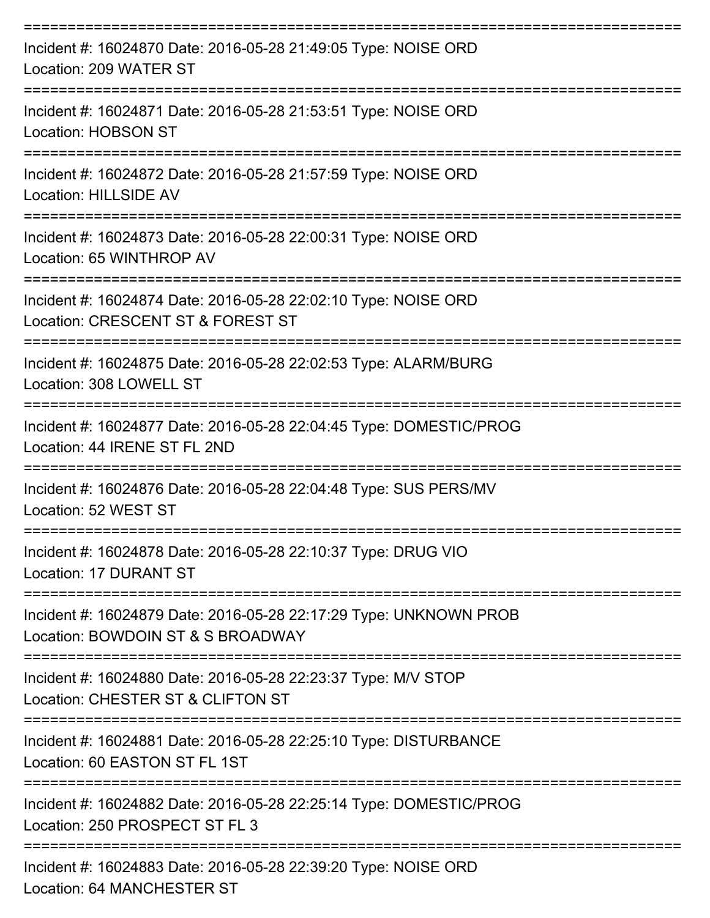===========================================================================
Incident #: 16024870 Date: 2016-05-28 21:49:05 Type: NOISE ORD
Location: 209 WATER ST
===========================================================================
Incident #: 16024871 Date: 2016-05-28 21:53:51 Type: NOISE ORD
Location: HOBSON ST
===========================================================================
Incident #: 16024872 Date: 2016-05-28 21:57:59 Type: NOISE ORD
Location: HILLSIDE AV
===========================================================================
Incident #: 16024873 Date: 2016-05-28 22:00:31 Type: NOISE ORD
Location: 65 WINTHROP AV
===========================================================================
Incident #: 16024874 Date: 2016-05-28 22:02:10 Type: NOISE ORD
Location: CRESCENT ST & FOREST ST
===========================================================================
Incident #: 16024875 Date: 2016-05-28 22:02:53 Type: ALARM/BURG
Location: 308 LOWELL ST
===========================================================================
Incident #: 16024877 Date: 2016-05-28 22:04:45 Type: DOMESTIC/PROG
Location: 44 IRENE ST FL 2ND
===========================================================================
Incident #: 16024876 Date: 2016-05-28 22:04:48 Type: SUS PERS/MV
Location: 52 WEST ST
===========================================================================
Incident #: 16024878 Date: 2016-05-28 22:10:37 Type: DRUG VIO
Location: 17 DURANT ST
===========================================================================
Incident #: 16024879 Date: 2016-05-28 22:17:29 Type: UNKNOWN PROB
Location: BOWDOIN ST & S BROADWAY
===========================================================================
Incident #: 16024880 Date: 2016-05-28 22:23:37 Type: M/V STOP
Location: CHESTER ST & CLIFTON ST
===========================================================================
Incident #: 16024881 Date: 2016-05-28 22:25:10 Type: DISTURBANCE
Location: 60 EASTON ST FL 1ST
===========================================================================
Incident #: 16024882 Date: 2016-05-28 22:25:14 Type: DOMESTIC/PROG
Location: 250 PROSPECT ST FL 3
===========================================================================
Incident #: 16024883 Date: 2016-05-28 22:39:20 Type: NOISE ORD
Location: 64 MANCHESTER ST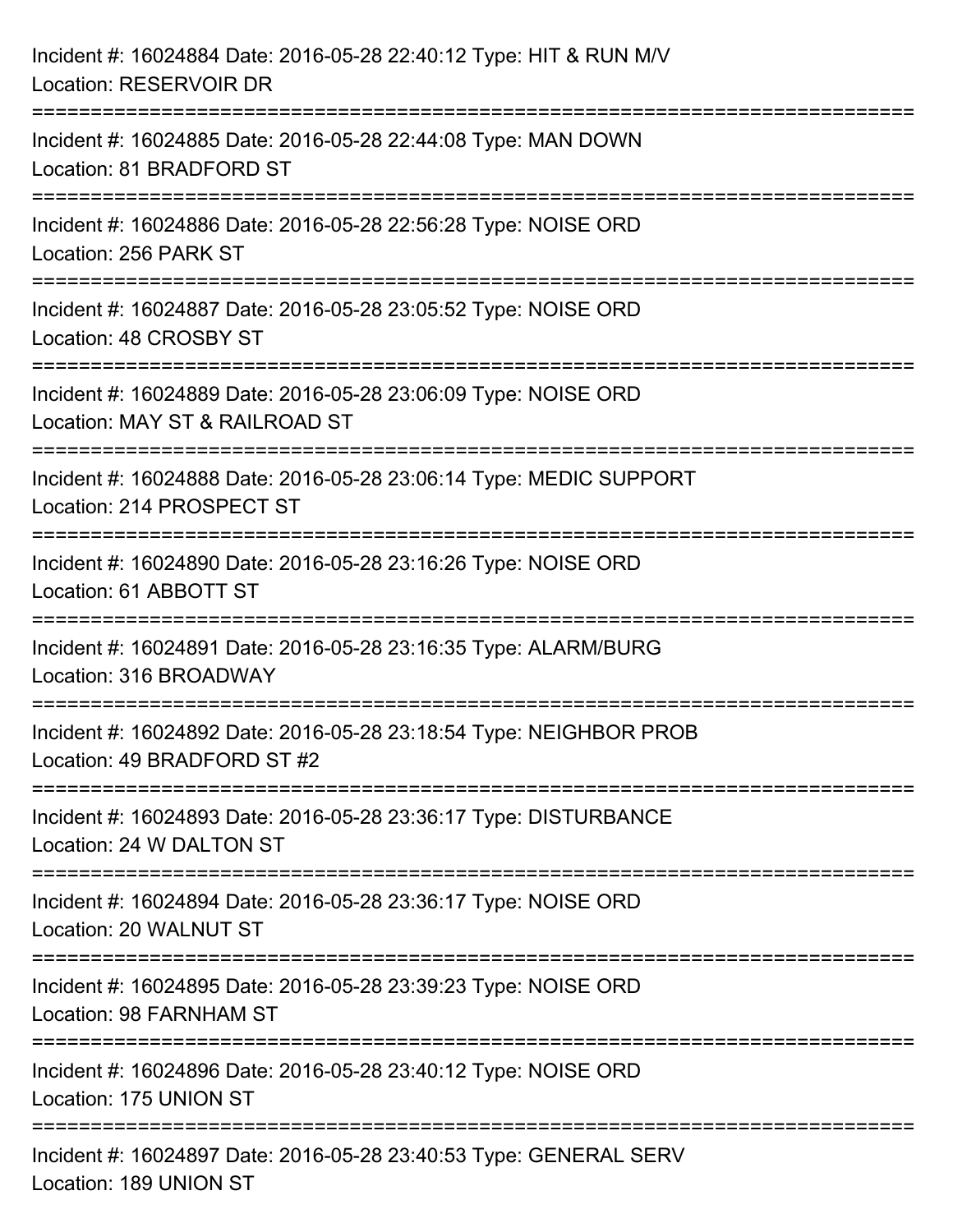Incident #: 16024884 Date: 2016-05-28 22:40:12 Type: HIT & RUN M/V
Location: RESERVOIR DR

===========================================================================

Incident #: 16024885 Date: 2016-05-28 22:44:08 Type: MAN DOWN
Location: 81 BRADFORD ST

===========================================================================

Incident #: 16024886 Date: 2016-05-28 22:56:28 Type: NOISE ORD
Location: 256 PARK ST

===========================================================================

Incident #: 16024887 Date: 2016-05-28 23:05:52 Type: NOISE ORD
Location: 48 CROSBY ST

===========================================================================

Incident #: 16024889 Date: 2016-05-28 23:06:09 Type: NOISE ORD
Location: MAY ST & RAILROAD ST

===========================================================================

Incident #: 16024888 Date: 2016-05-28 23:06:14 Type: MEDIC SUPPORT
Location: 214 PROSPECT ST

===========================================================================

Incident #: 16024890 Date: 2016-05-28 23:16:26 Type: NOISE ORD
Location: 61 ABBOTT ST

===========================================================================

Incident #: 16024891 Date: 2016-05-28 23:16:35 Type: ALARM/BURG
Location: 316 BROADWAY

===========================================================================

Incident #: 16024892 Date: 2016-05-28 23:18:54 Type: NEIGHBOR PROB
Location: 49 BRADFORD ST #2

===========================================================================

Incident #: 16024893 Date: 2016-05-28 23:36:17 Type: DISTURBANCE
Location: 24 W DALTON ST

===========================================================================

Incident #: 16024894 Date: 2016-05-28 23:36:17 Type: NOISE ORD
Location: 20 WALNUT ST

===========================================================================

Incident #: 16024895 Date: 2016-05-28 23:39:23 Type: NOISE ORD
Location: 98 FARNHAM ST

===========================================================================

Incident #: 16024896 Date: 2016-05-28 23:40:12 Type: NOISE ORD
Location: 175 UNION ST

===========================================================================

Incident #: 16024897 Date: 2016-05-28 23:40:53 Type: GENERAL SERV
Location: 189 UNION ST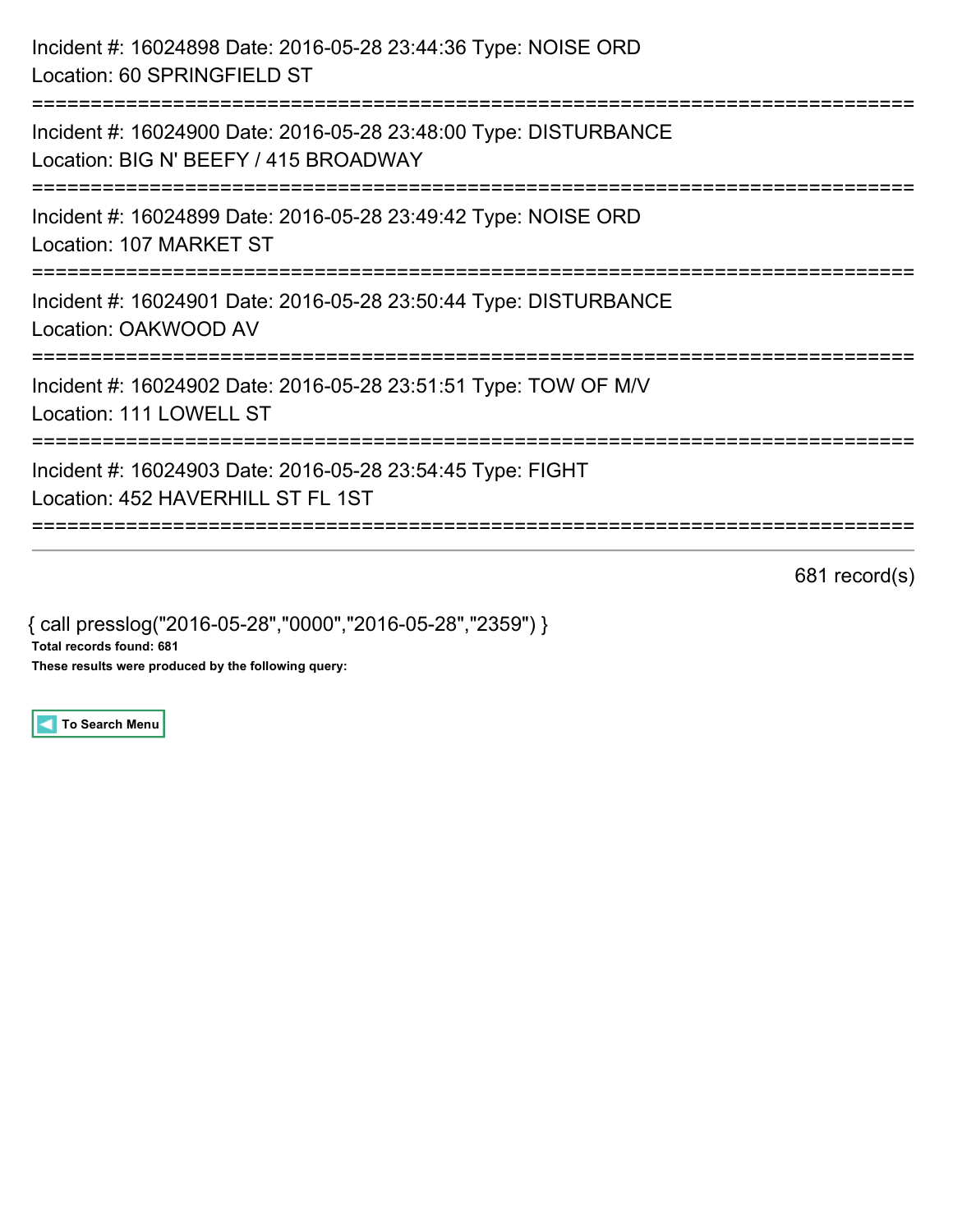Incident #: 16024898 Date: 2016-05-28 23:44:36 Type: NOISE ORD
Location: 60 SPRINGFIELD ST

===========================================================================

Incident #: 16024900 Date: 2016-05-28 23:48:00 Type: DISTURBANCE
Location: BIG N' BEEFY / 415 BROADWAY

===========================================================================

Incident #: 16024899 Date: 2016-05-28 23:49:42 Type: NOISE ORD
Location: 107 MARKET ST

===========================================================================

Incident #: 16024901 Date: 2016-05-28 23:50:44 Type: DISTURBANCE
Location: OAKWOOD AV

===========================================================================

Incident #: 16024902 Date: 2016-05-28 23:51:51 Type: TOW OF M/V
Location: 111 LOWELL ST

===========================================================================

Incident #: 16024903 Date: 2016-05-28 23:54:45 Type: FIGHT
Location: 452 HAVERHILL ST FL 1ST

===========================================================================

681 record(s)

{ call presslog("2016-05-28","0000","2016-05-28","2359") }

**Total records found: 681**

**These results were produced by the following query:**

To Search Menu